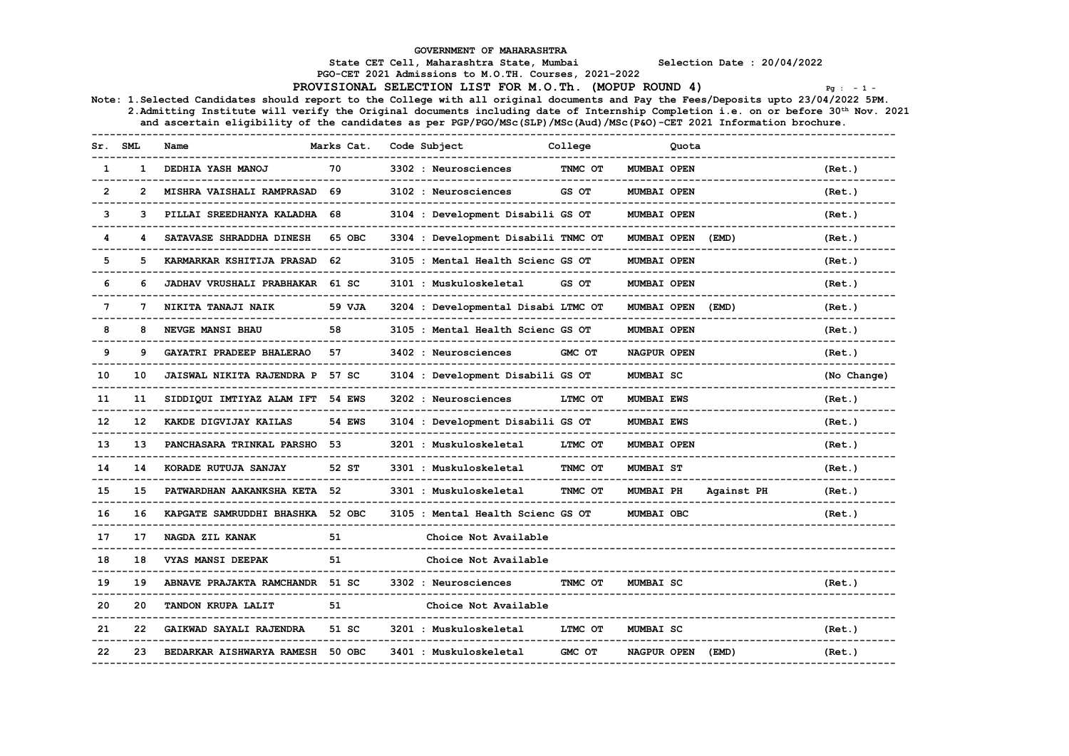GOVERNMENT OF MAHARASHTRA

State CET Cell, Maharashtra State, Mumbai                    Selection Date : 20/04/2022

PGO-CET 2021 Admissions to M.O.TH. Courses, 2021-2022

**PROVISIONAL SELECTION LIST FOR M.O.Th. (MOPUP ROUND 4)**

Note: 1.Selected Candidates should report to the College with all original documents and Pay the Fees/Deposits upto 23/04/2022 5PM.
2.Admitting Institute will verify the Original documents including date of Internship Completion i.e. on or before 30th Nov. 2021 and ascertain eligibility of the candidates as per PGP/PGO/MSc(SLP)/MSc(Aud)/MSc(P&O)-CET 2021 Information brochure.

| Sr. | SML | Name | Marks | Cat. | Code Subject | College | Quota | | |
|---|---|---|---|---|---|---|---|---|---|
| 1 | 1 | DEDHIA YASH MANOJ | 70 | | 3302 : Neurosciences | TNMC OT | MUMBAI OPEN | | (Ret.) |
| 2 | 2 | MISHRA VAISHALI RAMPRASAD | 69 | | 3102 : Neurosciences | GS OT | MUMBAI OPEN | | (Ret.) |
| 3 | 3 | PILLAI SREEDHANYA KALADHA | 68 | | 3104 : Development Disabili | GS OT | MUMBAI OPEN | | (Ret.) |
| 4 | 4 | SATAVASE SHRADDHA DINESH | 65 | OBC | 3304 : Development Disabili | TNMC OT | MUMBAI OPEN (EMD) | | (Ret.) |
| 5 | 5 | KARMARKAR KSHITIJA PRASAD | 62 | | 3105 : Mental Health Scienc | GS OT | MUMBAI OPEN | | (Ret.) |
| 6 | 6 | JADHAV VRUSHALI PRABHAKAR | 61 | SC | 3101 : Muskuloskeletal | GS OT | MUMBAI OPEN | | (Ret.) |
| 7 | 7 | NIKITA TANAJI NAIK | 59 | VJA | 3204 : Developmental Disabi | LTMC OT | MUMBAI OPEN (EMD) | | (Ret.) |
| 8 | 8 | NEVGE MANSI BHAU | 58 | | 3105 : Mental Health Scienc | GS OT | MUMBAI OPEN | | (Ret.) |
| 9 | 9 | GAYATRI PRADEEP BHALERAO | 57 | | 3402 : Neurosciences | GMC OT | NAGPUR OPEN | | (Ret.) |
| 10 | 10 | JAISWAL NIKITA RAJENDRA P | 57 | SC | 3104 : Development Disabili | GS OT | MUMBAI SC | | (No Change) |
| 11 | 11 | SIDDIQUI IMTIYAZ ALAM IFT | 54 | EWS | 3202 : Neurosciences | LTMC OT | MUMBAI EWS | | (Ret.) |
| 12 | 12 | KAKDE DIGVIJAY KAILAS | 54 | EWS | 3104 : Development Disabili | GS OT | MUMBAI EWS | | (Ret.) |
| 13 | 13 | PANCHASARA TRINKAL PARSHO | 53 | | 3201 : Muskuloskeletal | LTMC OT | MUMBAI OPEN | | (Ret.) |
| 14 | 14 | KORADE RUTUJA SANJAY | 52 | ST | 3301 : Muskuloskeletal | TNMC OT | MUMBAI ST | | (Ret.) |
| 15 | 15 | PATWARDHAN AAKANKSHA KETA | 52 | | 3301 : Muskuloskeletal | TNMC OT | MUMBAI PH | Against PH | (Ret.) |
| 16 | 16 | KAPGATE SAMRUDDHI BHASHKA | 52 | OBC | 3105 : Mental Health Scienc | GS OT | MUMBAI OBC | | (Ret.) |
| 17 | 17 | NAGDA ZIL KANAK | 51 | | Choice Not Available | | | | |
| 18 | 18 | VYAS MANSI DEEPAK | 51 | | Choice Not Available | | | | |
| 19 | 19 | ABNAVE PRAJAKTA RAMCHANDR | 51 | SC | 3302 : Neurosciences | TNMC OT | MUMBAI SC | | (Ret.) |
| 20 | 20 | TANDON KRUPA LALIT | 51 | | Choice Not Available | | | | |
| 21 | 22 | GAIKWAD SAYALI RAJENDRA | 51 | SC | 3201 : Muskuloskeletal | LTMC OT | MUMBAI SC | | (Ret.) |
| 22 | 23 | BEDARKAR AISHWARYA RAMESH | 50 | OBC | 3401 : Muskuloskeletal | GMC OT | NAGPUR OPEN (EMD) | | (Ret.) |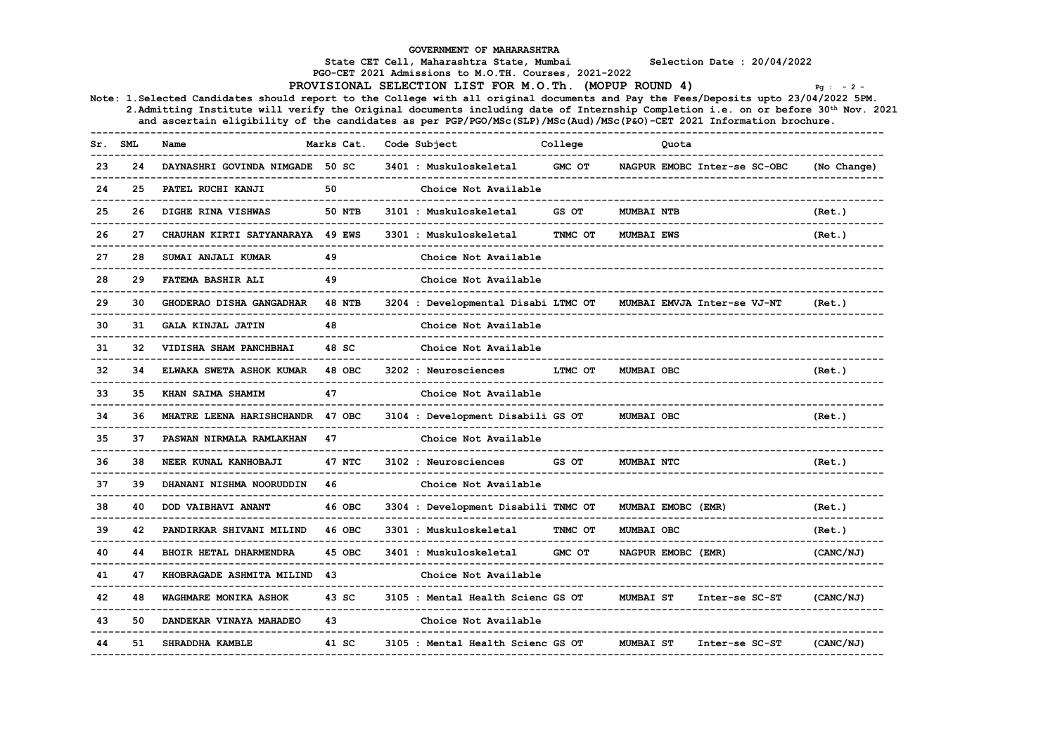GOVERNMENT OF MAHARASHTRA

State CET Cell, Maharashtra State, Mumbai    Selection Date : 20/04/2022

PGO-CET 2021 Admissions to M.O.TH. Courses, 2021-2022

**PROVISIONAL SELECTION LIST FOR M.O.Th. (MOPUP ROUND 4)**

Note: 1.Selected Candidates should report to the College with all original documents and Pay the Fees/Deposits upto 23/04/2022 5PM.
2.Admitting Institute will verify the Original documents including date of Internship Completion i.e. on or before 30th Nov. 2021 and ascertain eligibility of the candidates as per PGP/PGO/MSc(SLP)/MSc(Aud)/MSc(P&O)-CET 2021 Information brochure.

| Sr. | SML | Name | Marks | Cat. | Code Subject | College | Quota | |
|---|---|---|---|---|---|---|---|---|
| 23 | 24 | DAYNASHRI GOVINDA NIMGADE | 50 | SC | 3401 : Muskuloskeletal | GMC OT | NAGPUR EMOBC Inter-se SC-OBC | (No Change) |
| 24 | 25 | PATEL RUCHI KANJI | 50 | | Choice Not Available | | | |
| 25 | 26 | DIGHE RINA VISHWAS | 50 | NTB | 3101 : Muskuloskeletal | GS OT | MUMBAI NTB | (Ret.) |
| 26 | 27 | CHAUHAN KIRTI SATYANARAYA | 49 | EWS | 3301 : Muskuloskeletal | TNMC OT | MUMBAI EWS | (Ret.) |
| 27 | 28 | SUMAI ANJALI KUMAR | 49 | | Choice Not Available | | | |
| 28 | 29 | FATEMA BASHIR ALI | 49 | | Choice Not Available | | | |
| 29 | 30 | GHODERAO DISHA GANGADHAR | 48 | NTB | 3204 : Developmental Disabi | LTMC OT | MUMBAI EMVJA Inter-se VJ-NT | (Ret.) |
| 30 | 31 | GALA KINJAL JATIN | 48 | | Choice Not Available | | | |
| 31 | 32 | VIDISHA SHAM PANCHBHAI | 48 | SC | Choice Not Available | | | |
| 32 | 34 | ELWAKA SWETA ASHOK KUMAR | 48 | OBC | 3202 : Neurosciences | LTMC OT | MUMBAI OBC | (Ret.) |
| 33 | 35 | KHAN SAIMA SHAMIM | 47 | | Choice Not Available | | | |
| 34 | 36 | MHATRE LEENA HARISHCHANDR | 47 | OBC | 3104 : Development Disabili | GS OT | MUMBAI OBC | (Ret.) |
| 35 | 37 | PASWAN NIRMALA RAMLAKHAN | 47 | | Choice Not Available | | | |
| 36 | 38 | NEER KUNAL KANHOBAJI | 47 | NTC | 3102 : Neurosciences | GS OT | MUMBAI NTC | (Ret.) |
| 37 | 39 | DHANANI NISHMA NOORUDDIN | 46 | | Choice Not Available | | | |
| 38 | 40 | DOD VAIBHAVI ANANT | 46 | OBC | 3304 : Development Disabili | TNMC OT | MUMBAI EMOBC (EMR) | (Ret.) |
| 39 | 42 | PANDIRKAR SHIVANI MILIND | 46 | OBC | 3301 : Muskuloskeletal | TNMC OT | MUMBAI OBC | (Ret.) |
| 40 | 44 | BHOIR HETAL DHARMENDRA | 45 | OBC | 3401 : Muskuloskeletal | GMC OT | NAGPUR EMOBC (EMR) | (CANC/NJ) |
| 41 | 47 | KHOBRAGADE ASHMITA MILIND | 43 | | Choice Not Available | | | |
| 42 | 48 | WAGHMARE MONIKA ASHOK | 43 | SC | 3105 : Mental Health Scienc | GS OT | MUMBAI ST Inter-se SC-ST | (CANC/NJ) |
| 43 | 50 | DANDEKAR VINAYA MAHADEO | 43 | | Choice Not Available | | | |
| 44 | 51 | SHRADDHA KAMBLE | 41 | SC | 3105 : Mental Health Scienc | GS OT | MUMBAI ST Inter-se SC-ST | (CANC/NJ) |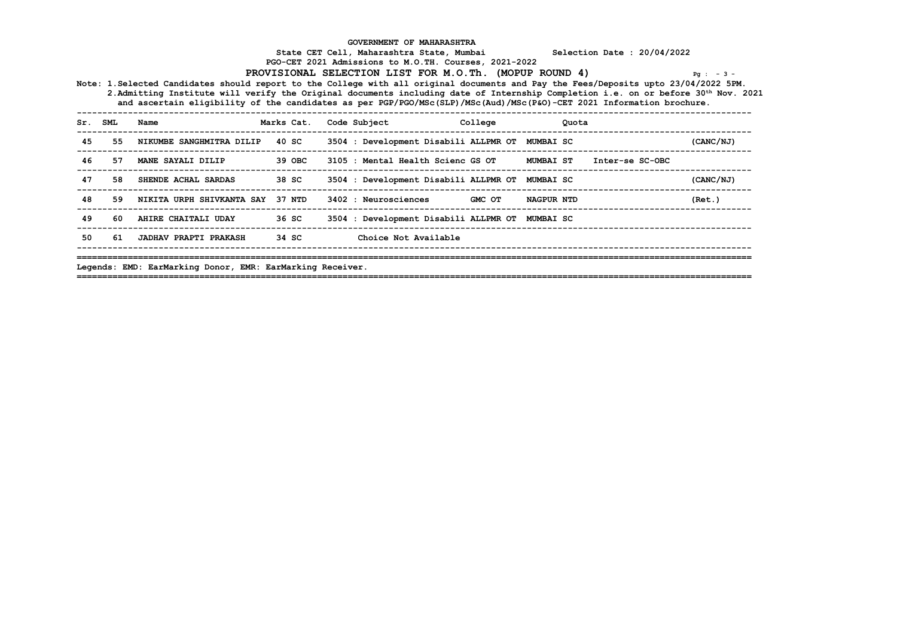GOVERNMENT OF MAHARASHTRA

State CET Cell, Maharashtra State, Mumbai — Selection Date : 20/04/2022

PGO-CET 2021 Admissions to M.O.TH. Courses, 2021-2022

**PROVISIONAL SELECTION LIST FOR M.O.Th. (MOPUP ROUND 4)**

Note: 1.Selected Candidates should report to the College with all original documents and Pay the Fees/Deposits upto 23/04/2022 5PM.
2.Admitting Institute will verify the Original documents including date of Internship Completion i.e. on or before 30th Nov. 2021 and ascertain eligibility of the candidates as per PGP/PGO/MSc(SLP)/MSc(Aud)/MSc(P&O)-CET 2021 Information brochure.

| Sr. | SML | Name | Marks | Cat. | Code Subject | College | Quota | | |
|---|---|---|---|---|---|---|---|---|---|
| 45 | 55 | NIKUMBE SANGHMITRA DILIP | 40 | SC | 3504 : Development Disabili | ALLPMR OT | MUMBAI SC | | (CANC/NJ) |
| 46 | 57 | MANE SAYALI DILIP | 39 | OBC | 3105 : Mental Health Scienc | GS OT | MUMBAI ST | Inter-se SC-OBC | |
| 47 | 58 | SHENDE ACHAL SARDAS | 38 | SC | 3504 : Development Disabili | ALLPMR OT | MUMBAI SC | | (CANC/NJ) |
| 48 | 59 | NIKITA URPH SHIVKANTA SAY | 37 | NTD | 3402 : Neurosciences | GMC OT | NAGPUR NTD | | (Ret.) |
| 49 | 60 | AHIRE CHAITALI UDAY | 36 | SC | 3504 : Development Disabili | ALLPMR OT | MUMBAI SC | | |
| 50 | 61 | JADHAV PRAPTI PRAKASH | 34 | SC | Choice Not Available | | | | |

Legends: EMD: EarMarking Donor, EMR: EarMarking Receiver.